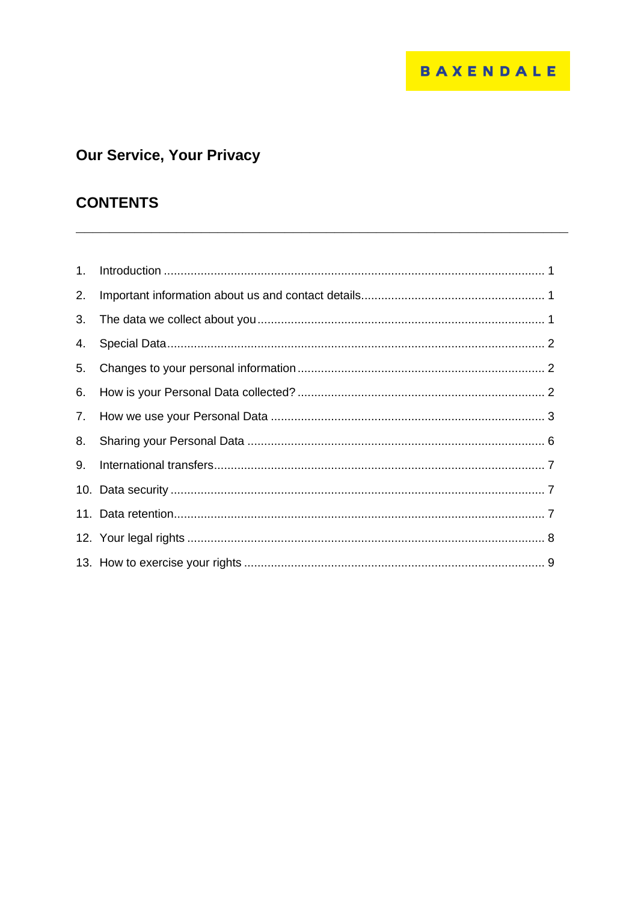BAXENDALE

# Our Service, Your Privacy

## CONTENTS

---

1. Introduction ........ 1
2. Important information about us and contact details ........ 1
3. The data we collect about you ........ 1
4. Special Data ........ 2
5. Changes to your personal information ........ 2
6. How is your Personal Data collected? ........ 2
7. How we use your Personal Data ........ 3
8. Sharing your Personal Data ........ 6
9. International transfers ........ 7
10. Data security ........ 7
11. Data retention ........ 7
12. Your legal rights ........ 8
13. How to exercise your rights ........ 9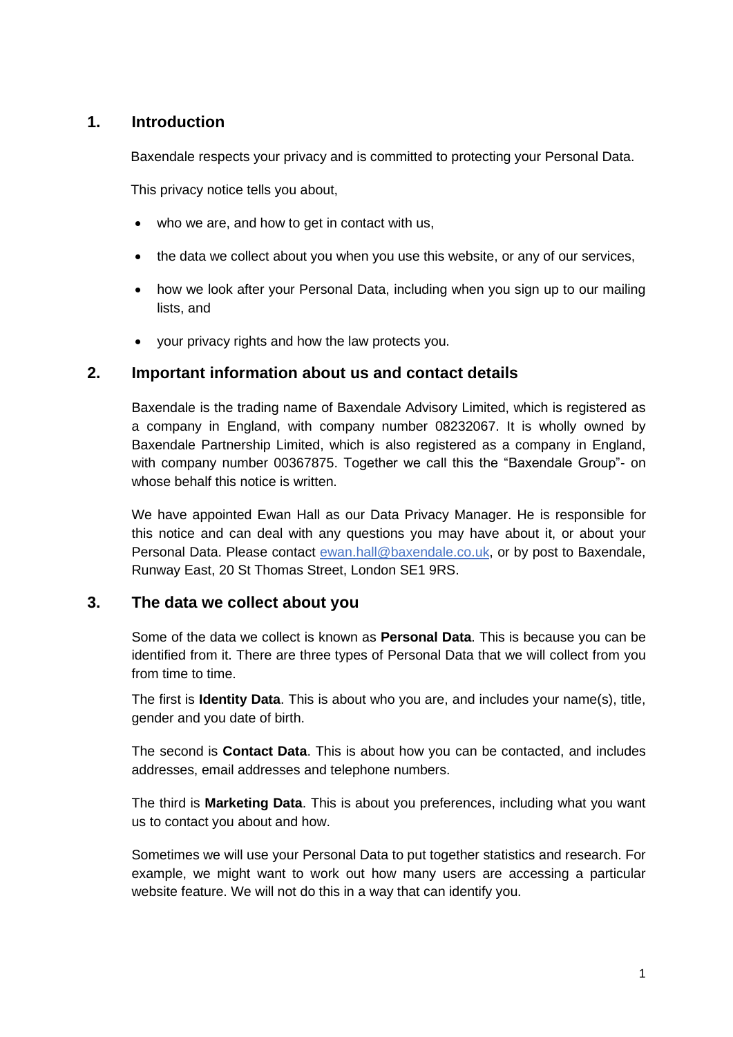## 1. Introduction

Baxendale respects your privacy and is committed to protecting your Personal Data.

This privacy notice tells you about,

- who we are, and how to get in contact with us,
- the data we collect about you when you use this website, or any of our services,
- how we look after your Personal Data, including when you sign up to our mailing lists, and
- your privacy rights and how the law protects you.

## 2. Important information about us and contact details

Baxendale is the trading name of Baxendale Advisory Limited, which is registered as a company in England, with company number 08232067. It is wholly owned by Baxendale Partnership Limited, which is also registered as a company in England, with company number 00367875. Together we call this the "Baxendale Group"- on whose behalf this notice is written.

We have appointed Ewan Hall as our Data Privacy Manager. He is responsible for this notice and can deal with any questions you may have about it, or about your Personal Data. Please contact ewan.hall@baxendale.co.uk, or by post to Baxendale, Runway East, 20 St Thomas Street, London SE1 9RS.

## 3. The data we collect about you

Some of the data we collect is known as **Personal Data**. This is because you can be identified from it. There are three types of Personal Data that we will collect from you from time to time.

The first is **Identity Data**. This is about who you are, and includes your name(s), title, gender and you date of birth.

The second is **Contact Data**. This is about how you can be contacted, and includes addresses, email addresses and telephone numbers.

The third is **Marketing Data**. This is about you preferences, including what you want us to contact you about and how.

Sometimes we will use your Personal Data to put together statistics and research. For example, we might want to work out how many users are accessing a particular website feature. We will not do this in a way that can identify you.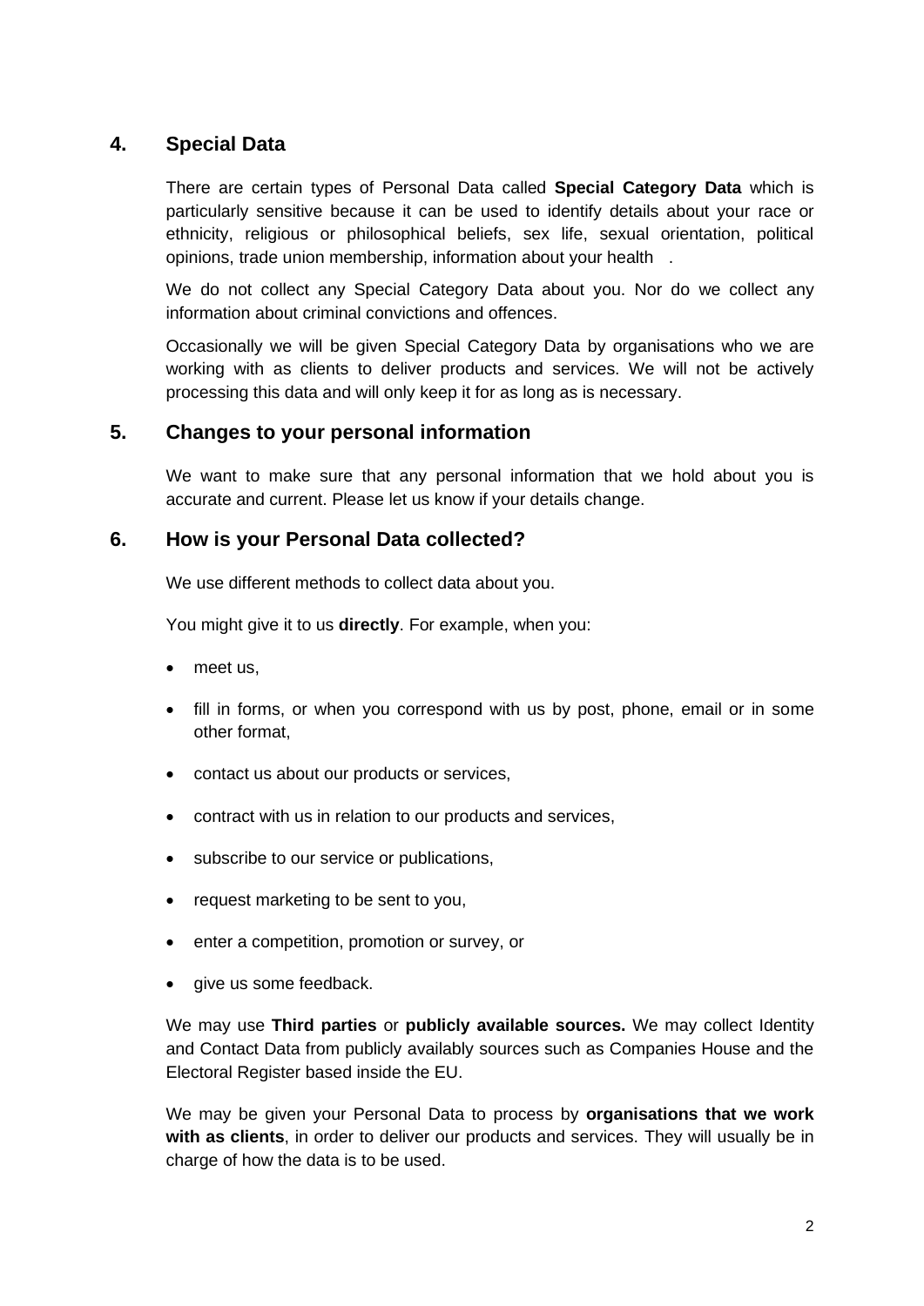## 4. Special Data

There are certain types of Personal Data called **Special Category Data** which is particularly sensitive because it can be used to identify details about your race or ethnicity, religious or philosophical beliefs, sex life, sexual orientation, political opinions, trade union membership, information about your health .

We do not collect any Special Category Data about you. Nor do we collect any information about criminal convictions and offences.

Occasionally we will be given Special Category Data by organisations who we are working with as clients to deliver products and services. We will not be actively processing this data and will only keep it for as long as is necessary.

## 5. Changes to your personal information

We want to make sure that any personal information that we hold about you is accurate and current. Please let us know if your details change.

## 6. How is your Personal Data collected?

We use different methods to collect data about you.

You might give it to us **directly**. For example, when you:

- meet us,
- fill in forms, or when you correspond with us by post, phone, email or in some other format,
- contact us about our products or services,
- contract with us in relation to our products and services,
- subscribe to our service or publications,
- request marketing to be sent to you,
- enter a competition, promotion or survey, or
- give us some feedback.

We may use **Third parties** or **publicly available sources.** We may collect Identity and Contact Data from publicly availably sources such as Companies House and the Electoral Register based inside the EU.

We may be given your Personal Data to process by **organisations that we work with as clients**, in order to deliver our products and services. They will usually be in charge of how the data is to be used.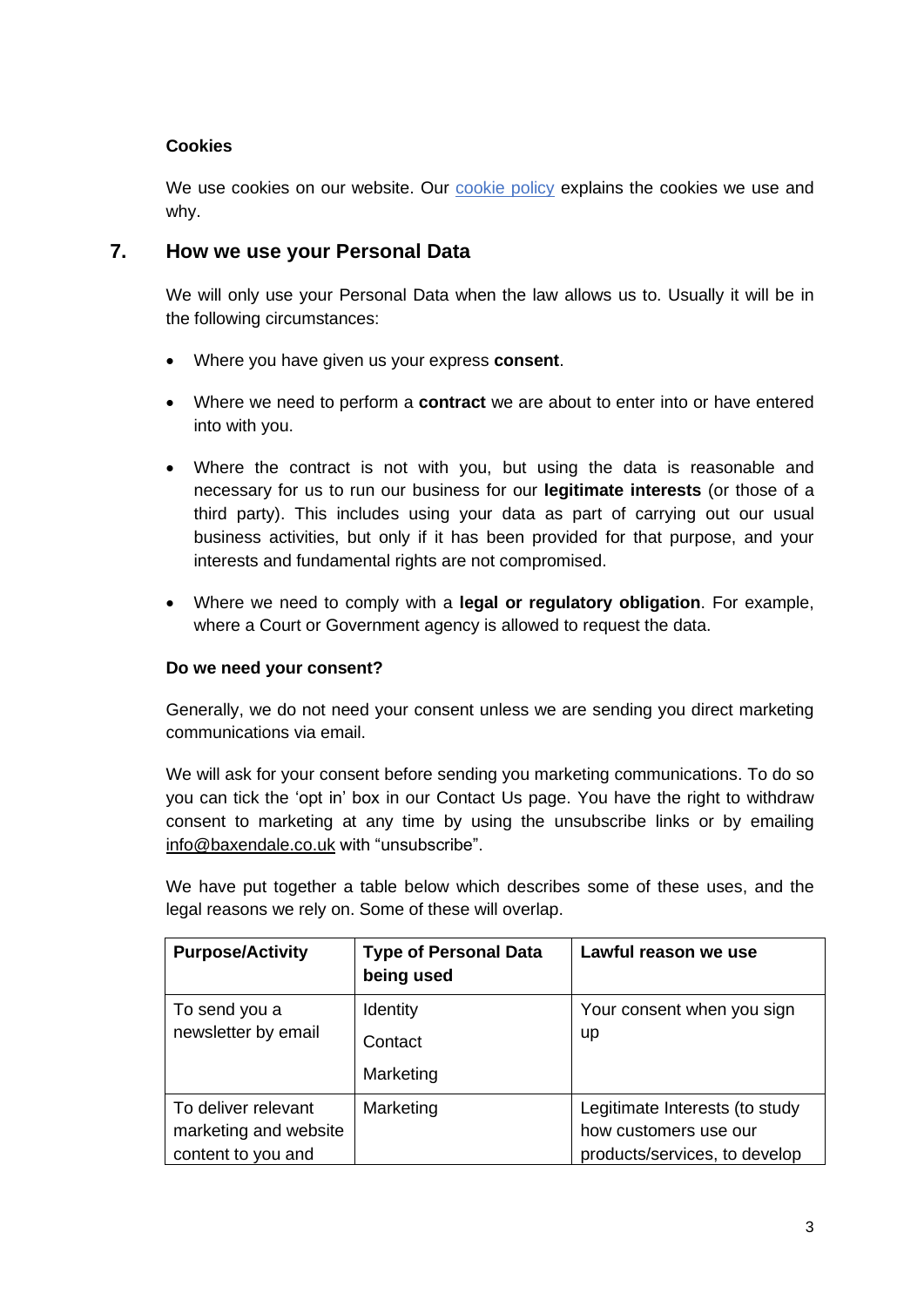**Cookies**

We use cookies on our website. Our [cookie policy](cookie policy) explains the cookies we use and why.

## 7. How we use your Personal Data

We will only use your Personal Data when the law allows us to. Usually it will be in the following circumstances:

- Where you have given us your express **consent**.
- Where we need to perform a **contract** we are about to enter into or have entered into with you.
- Where the contract is not with you, but using the data is reasonable and necessary for us to run our business for our **legitimate interests** (or those of a third party). This includes using your data as part of carrying out our usual business activities, but only if it has been provided for that purpose, and your interests and fundamental rights are not compromised.
- Where we need to comply with a **legal or regulatory obligation**. For example, where a Court or Government agency is allowed to request the data.

**Do we need your consent?**

Generally, we do not need your consent unless we are sending you direct marketing communications via email.

We will ask for your consent before sending you marketing communications. To do so you can tick the 'opt in' box in our Contact Us page. You have the right to withdraw consent to marketing at any time by using the unsubscribe links or by emailing info@baxendale.co.uk with "unsubscribe".

We have put together a table below which describes some of these uses, and the legal reasons we rely on. Some of these will overlap.

| Purpose/Activity | Type of Personal Data being used | Lawful reason we use |
|---|---|---|
| To send you a newsletter by email | Identity<br>Contact<br>Marketing | Your consent when you sign up |
| To deliver relevant marketing and website content to you and | Marketing | Legitimate Interests (to study how customers use our products/services, to develop |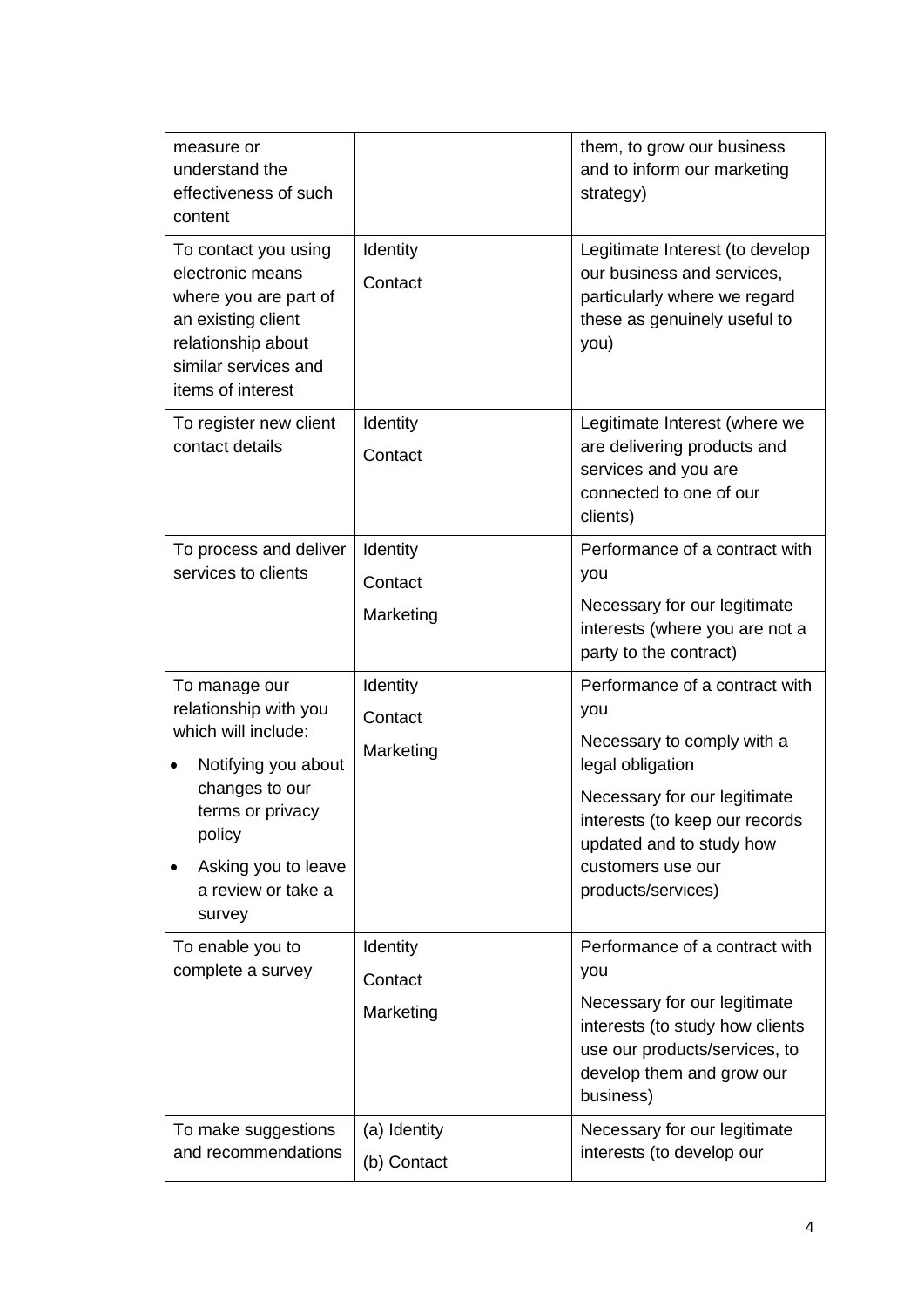| | | |
|---|---|---|
| measure or understand the effectiveness of such content | | them, to grow our business and to inform our marketing strategy) |
| To contact you using electronic means where you are part of an existing client relationship about similar services and items of interest | Identity<br>Contact | Legitimate Interest (to develop our business and services, particularly where we regard these as genuinely useful to you) |
| To register new client contact details | Identity<br>Contact | Legitimate Interest (where we are delivering products and services and you are connected to one of our clients) |
| To process and deliver services to clients | Identity<br>Contact<br>Marketing | Performance of a contract with you<br>Necessary for our legitimate interests (where you are not a party to the contract) |
| To manage our relationship with you which will include:<br>• Notifying you about changes to our terms or privacy policy<br>• Asking you to leave a review or take a survey | Identity<br>Contact<br>Marketing | Performance of a contract with you<br>Necessary to comply with a legal obligation<br>Necessary for our legitimate interests (to keep our records updated and to study how customers use our products/services) |
| To enable you to complete a survey | Identity<br>Contact<br>Marketing | Performance of a contract with you<br>Necessary for our legitimate interests (to study how clients use our products/services, to develop them and grow our business) |
| To make suggestions and recommendations | (a) Identity<br>(b) Contact | Necessary for our legitimate interests (to develop our |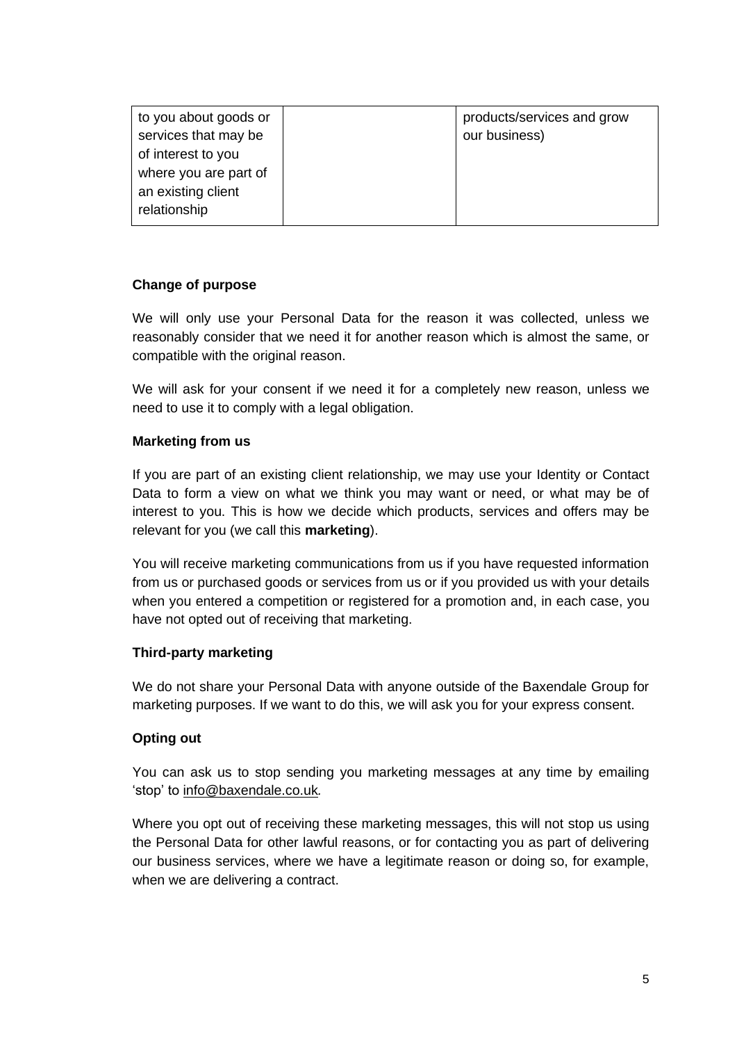| | | |
|---|---|---|
| to you about goods or services that may be of interest to you where you are part of an existing client relationship | | products/services and grow our business) |

**Change of purpose**

We will only use your Personal Data for the reason it was collected, unless we reasonably consider that we need it for another reason which is almost the same, or compatible with the original reason.

We will ask for your consent if we need it for a completely new reason, unless we need to use it to comply with a legal obligation.

**Marketing from us**

If you are part of an existing client relationship, we may use your Identity or Contact Data to form a view on what we think you may want or need, or what may be of interest to you. This is how we decide which products, services and offers may be relevant for you (we call this **marketing**).

You will receive marketing communications from us if you have requested information from us or purchased goods or services from us or if you provided us with your details when you entered a competition or registered for a promotion and, in each case, you have not opted out of receiving that marketing.

**Third-party marketing**

We do not share your Personal Data with anyone outside of the Baxendale Group for marketing purposes. If we want to do this, we will ask you for your express consent.

**Opting out**

You can ask us to stop sending you marketing messages at any time by emailing 'stop' to info@baxendale.co.uk.

Where you opt out of receiving these marketing messages, this will not stop us using the Personal Data for other lawful reasons, or for contacting you as part of delivering our business services, where we have a legitimate reason or doing so, for example, when we are delivering a contract.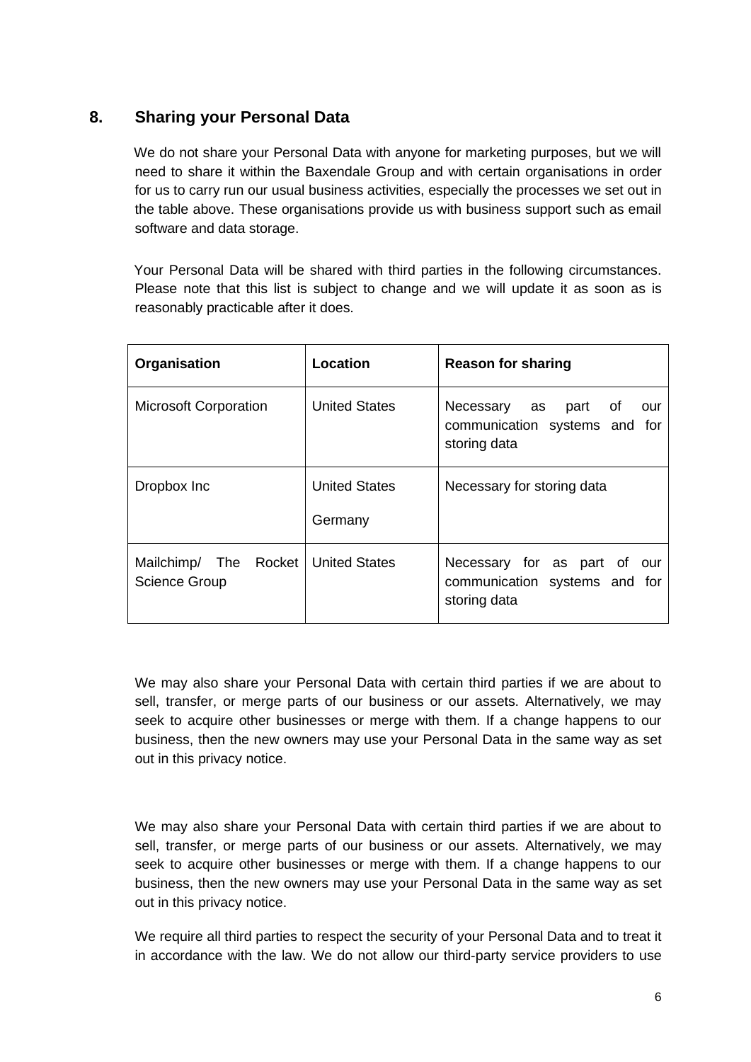## 8. Sharing your Personal Data

We do not share your Personal Data with anyone for marketing purposes, but we will need to share it within the Baxendale Group and with certain organisations in order for us to carry run our usual business activities, especially the processes we set out in the table above. These organisations provide us with business support such as email software and data storage.

Your Personal Data will be shared with third parties in the following circumstances. Please note that this list is subject to change and we will update it as soon as is reasonably practicable after it does.

| Organisation | Location | Reason for sharing |
|---|---|---|
| Microsoft Corporation | United States | Necessary as part of our communication systems and for storing data |
| Dropbox Inc | United States<br><br>Germany | Necessary for storing data |
| Mailchimp/ The Rocket Science Group | United States | Necessary for as part of our communication systems and for storing data |

We may also share your Personal Data with certain third parties if we are about to sell, transfer, or merge parts of our business or our assets. Alternatively, we may seek to acquire other businesses or merge with them. If a change happens to our business, then the new owners may use your Personal Data in the same way as set out in this privacy notice.

We may also share your Personal Data with certain third parties if we are about to sell, transfer, or merge parts of our business or our assets. Alternatively, we may seek to acquire other businesses or merge with them. If a change happens to our business, then the new owners may use your Personal Data in the same way as set out in this privacy notice.

We require all third parties to respect the security of your Personal Data and to treat it in accordance with the law. We do not allow our third-party service providers to use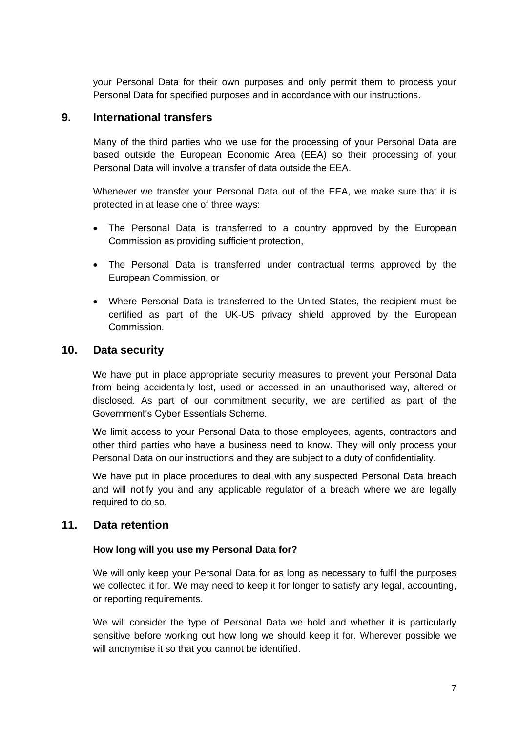your Personal Data for their own purposes and only permit them to process your Personal Data for specified purposes and in accordance with our instructions.

## 9. International transfers

Many of the third parties who we use for the processing of your Personal Data are based outside the European Economic Area (EEA) so their processing of your Personal Data will involve a transfer of data outside the EEA.

Whenever we transfer your Personal Data out of the EEA, we make sure that it is protected in at lease one of three ways:

- The Personal Data is transferred to a country approved by the European Commission as providing sufficient protection,
- The Personal Data is transferred under contractual terms approved by the European Commission, or
- Where Personal Data is transferred to the United States, the recipient must be certified as part of the UK-US privacy shield approved by the European Commission.

## 10. Data security

We have put in place appropriate security measures to prevent your Personal Data from being accidentally lost, used or accessed in an unauthorised way, altered or disclosed. As part of our commitment security, we are certified as part of the Government's Cyber Essentials Scheme.

We limit access to your Personal Data to those employees, agents, contractors and other third parties who have a business need to know. They will only process your Personal Data on our instructions and they are subject to a duty of confidentiality.

We have put in place procedures to deal with any suspected Personal Data breach and will notify you and any applicable regulator of a breach where we are legally required to do so.

## 11. Data retention

**How long will you use my Personal Data for?**

We will only keep your Personal Data for as long as necessary to fulfil the purposes we collected it for. We may need to keep it for longer to satisfy any legal, accounting, or reporting requirements.

We will consider the type of Personal Data we hold and whether it is particularly sensitive before working out how long we should keep it for. Wherever possible we will anonymise it so that you cannot be identified.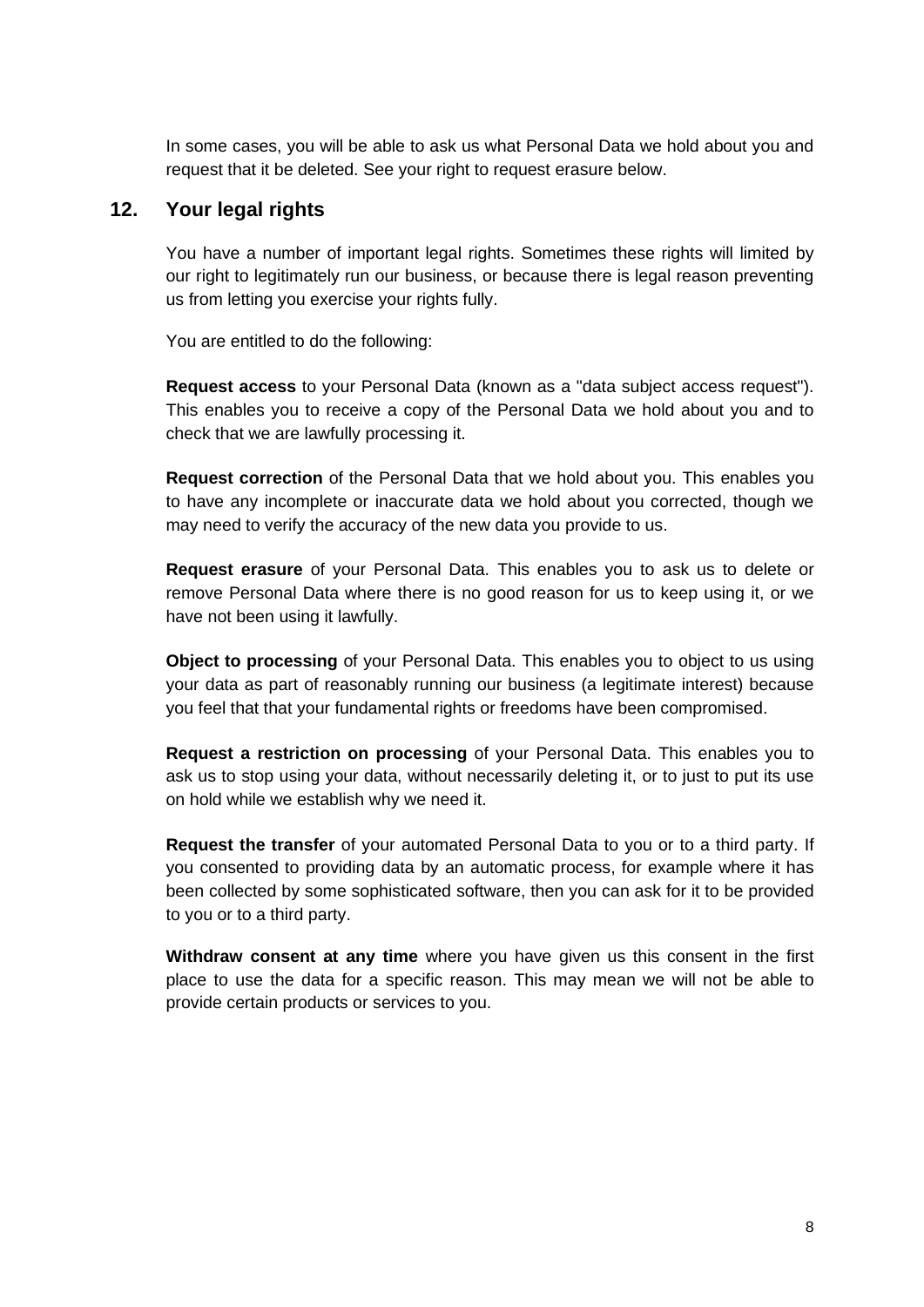In some cases, you will be able to ask us what Personal Data we hold about you and request that it be deleted. See your right to request erasure below.

## 12. Your legal rights

You have a number of important legal rights. Sometimes these rights will limited by our right to legitimately run our business, or because there is legal reason preventing us from letting you exercise your rights fully.

You are entitled to do the following:

**Request access** to your Personal Data (known as a "data subject access request"). This enables you to receive a copy of the Personal Data we hold about you and to check that we are lawfully processing it.

**Request correction** of the Personal Data that we hold about you. This enables you to have any incomplete or inaccurate data we hold about you corrected, though we may need to verify the accuracy of the new data you provide to us.

**Request erasure** of your Personal Data. This enables you to ask us to delete or remove Personal Data where there is no good reason for us to keep using it, or we have not been using it lawfully.

**Object to processing** of your Personal Data. This enables you to object to us using your data as part of reasonably running our business (a legitimate interest) because you feel that that your fundamental rights or freedoms have been compromised.

**Request a restriction on processing** of your Personal Data. This enables you to ask us to stop using your data, without necessarily deleting it, or to just to put its use on hold while we establish why we need it.

**Request the transfer** of your automated Personal Data to you or to a third party. If you consented to providing data by an automatic process, for example where it has been collected by some sophisticated software, then you can ask for it to be provided to you or to a third party.

**Withdraw consent at any time** where you have given us this consent in the first place to use the data for a specific reason. This may mean we will not be able to provide certain products or services to you.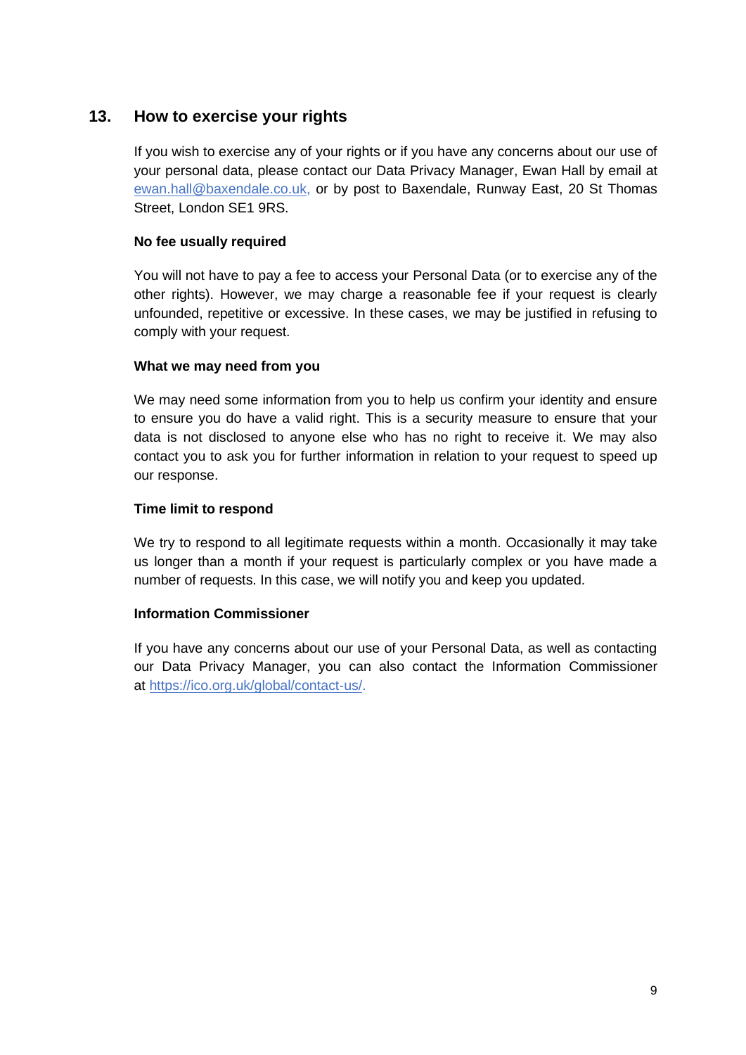## 13. How to exercise your rights

If you wish to exercise any of your rights or if you have any concerns about our use of your personal data, please contact our Data Privacy Manager, Ewan Hall by email at ewan.hall@baxendale.co.uk, or by post to Baxendale, Runway East, 20 St Thomas Street, London SE1 9RS.

**No fee usually required**

You will not have to pay a fee to access your Personal Data (or to exercise any of the other rights). However, we may charge a reasonable fee if your request is clearly unfounded, repetitive or excessive. In these cases, we may be justified in refusing to comply with your request.

**What we may need from you**

We may need some information from you to help us confirm your identity and ensure to ensure you do have a valid right. This is a security measure to ensure that your data is not disclosed to anyone else who has no right to receive it. We may also contact you to ask you for further information in relation to your request to speed up our response.

**Time limit to respond**

We try to respond to all legitimate requests within a month. Occasionally it may take us longer than a month if your request is particularly complex or you have made a number of requests. In this case, we will notify you and keep you updated.

**Information Commissioner**

If you have any concerns about our use of your Personal Data, as well as contacting our Data Privacy Manager, you can also contact the Information Commissioner at https://ico.org.uk/global/contact-us/.